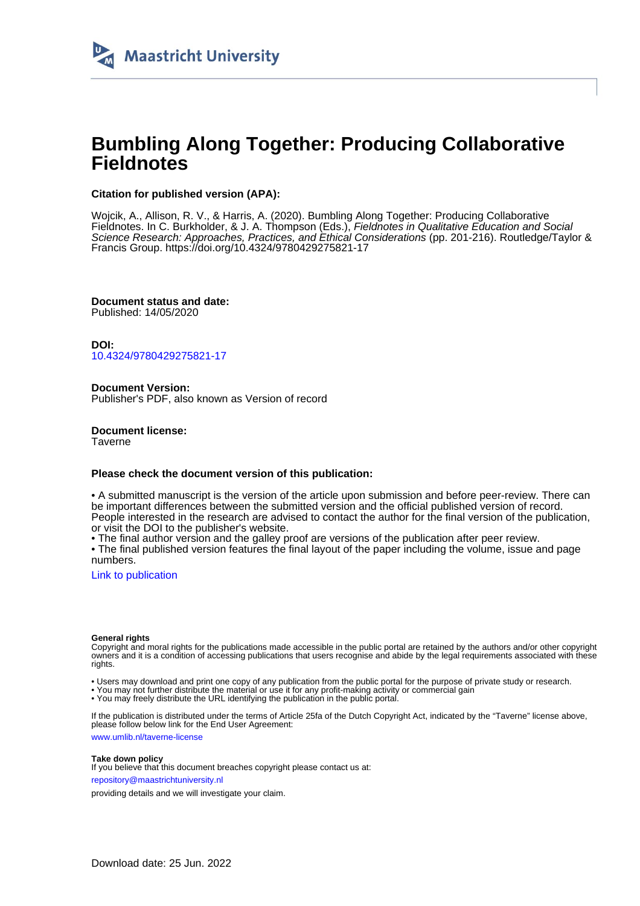Maastricht University

# Bumbling Along Together: Producing Collaborative Fieldnotes

**Citation for published version (APA):**

Wojcik, A., Allison, R. V., & Harris, A. (2020). Bumbling Along Together: Producing Collaborative Fieldnotes. In C. Burkholder, & J. A. Thompson (Eds.), *Fieldnotes in Qualitative Education and Social Science Research: Approaches, Practices, and Ethical Considerations* (pp. 201-216). Routledge/Taylor & Francis Group. https://doi.org/10.4324/9780429275821-17

**Document status and date:**
Published: 14/05/2020

**DOI:**
10.4324/9780429275821-17

**Document Version:**
Publisher's PDF, also known as Version of record

**Document license:**
Taverne

**Please check the document version of this publication:**

• A submitted manuscript is the version of the article upon submission and before peer-review. There can be important differences between the submitted version and the official published version of record. People interested in the research are advised to contact the author for the final version of the publication, or visit the DOI to the publisher's website.
• The final author version and the galley proof are versions of the publication after peer review.
• The final published version features the final layout of the paper including the volume, issue and page numbers.

Link to publication

**General rights**
Copyright and moral rights for the publications made accessible in the public portal are retained by the authors and/or other copyright owners and it is a condition of accessing publications that users recognise and abide by the legal requirements associated with these rights.

• Users may download and print one copy of any publication from the public portal for the purpose of private study or research.
• You may not further distribute the material or use it for any profit-making activity or commercial gain
• You may freely distribute the URL identifying the publication in the public portal.

If the publication is distributed under the terms of Article 25fa of the Dutch Copyright Act, indicated by the "Taverne" license above, please follow below link for the End User Agreement:

www.umlib.nl/taverne-license

**Take down policy**
If you believe that this document breaches copyright please contact us at:

repository@maastrichtuniversity.nl

providing details and we will investigate your claim.

Download date: 25 Jun. 2022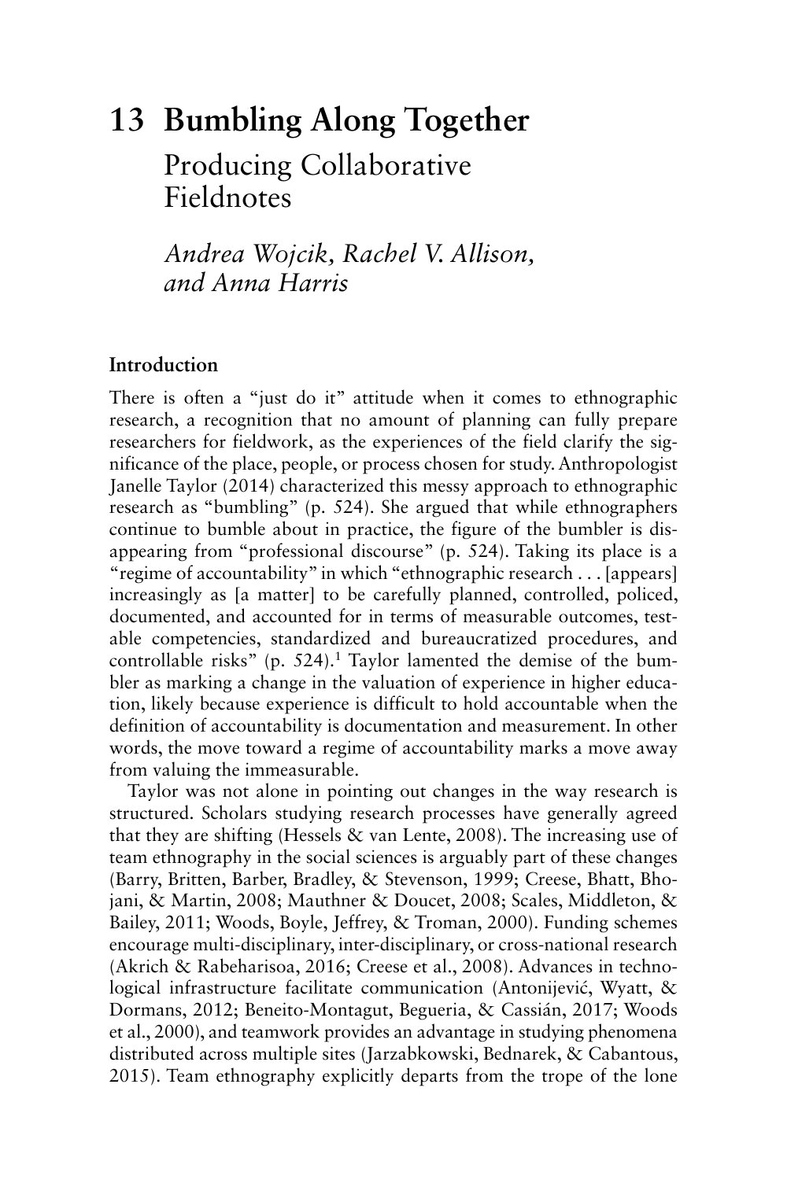# 13 Bumbling Along Together

## Producing Collaborative Fieldnotes

*Andrea Wojcik, Rachel V. Allison, and Anna Harris*

### Introduction

There is often a "just do it" attitude when it comes to ethnographic research, a recognition that no amount of planning can fully prepare researchers for fieldwork, as the experiences of the field clarify the significance of the place, people, or process chosen for study. Anthropologist Janelle Taylor (2014) characterized this messy approach to ethnographic research as "bumbling" (p. 524). She argued that while ethnographers continue to bumble about in practice, the figure of the bumbler is disappearing from "professional discourse" (p. 524). Taking its place is a "regime of accountability" in which "ethnographic research . . . [appears] increasingly as [a matter] to be carefully planned, controlled, policed, documented, and accounted for in terms of measurable outcomes, testable competencies, standardized and bureaucratized procedures, and controllable risks" (p. 524).[1] Taylor lamented the demise of the bumbler as marking a change in the valuation of experience in higher education, likely because experience is difficult to hold accountable when the definition of accountability is documentation and measurement. In other words, the move toward a regime of accountability marks a move away from valuing the immeasurable.

Taylor was not alone in pointing out changes in the way research is structured. Scholars studying research processes have generally agreed that they are shifting (Hessels & van Lente, 2008). The increasing use of team ethnography in the social sciences is arguably part of these changes (Barry, Britten, Barber, Bradley, & Stevenson, 1999; Creese, Bhatt, Bhojani, & Martin, 2008; Mauthner & Doucet, 2008; Scales, Middleton, & Bailey, 2011; Woods, Boyle, Jeffrey, & Troman, 2000). Funding schemes encourage multi-disciplinary, inter-disciplinary, or cross-national research (Akrich & Rabeharisoa, 2016; Creese et al., 2008). Advances in technological infrastructure facilitate communication (Antonijević, Wyatt, & Dormans, 2012; Beneito-Montagut, Begueria, & Cassián, 2017; Woods et al., 2000), and teamwork provides an advantage in studying phenomena distributed across multiple sites (Jarzabkowski, Bednarek, & Cabantous, 2015). Team ethnography explicitly departs from the trope of the lone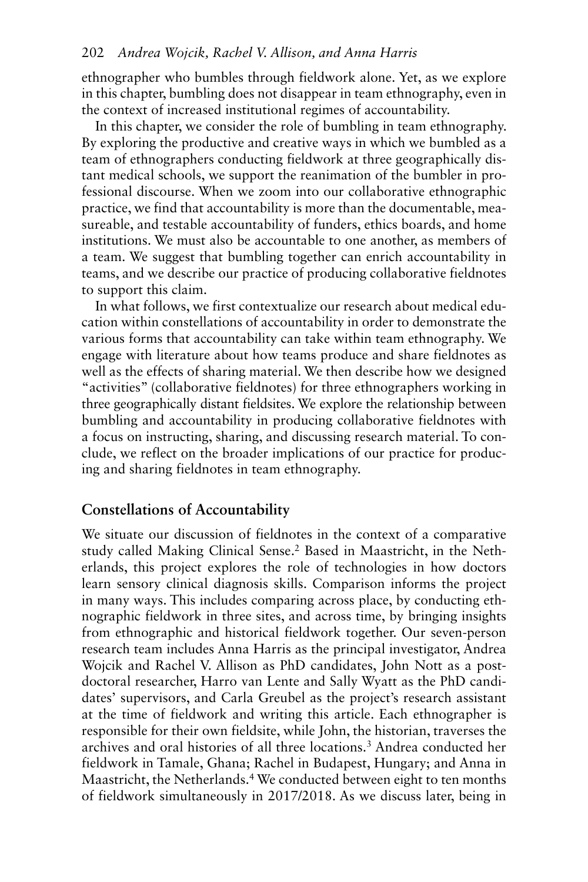ethnographer who bumbles through fieldwork alone. Yet, as we explore in this chapter, bumbling does not disappear in team ethnography, even in the context of increased institutional regimes of accountability.

In this chapter, we consider the role of bumbling in team ethnography. By exploring the productive and creative ways in which we bumbled as a team of ethnographers conducting fieldwork at three geographically distant medical schools, we support the reanimation of the bumbler in professional discourse. When we zoom into our collaborative ethnographic practice, we find that accountability is more than the documentable, measureable, and testable accountability of funders, ethics boards, and home institutions. We must also be accountable to one another, as members of a team. We suggest that bumbling together can enrich accountability in teams, and we describe our practice of producing collaborative fieldnotes to support this claim.

In what follows, we first contextualize our research about medical education within constellations of accountability in order to demonstrate the various forms that accountability can take within team ethnography. We engage with literature about how teams produce and share fieldnotes as well as the effects of sharing material. We then describe how we designed "activities" (collaborative fieldnotes) for three ethnographers working in three geographically distant fieldsites. We explore the relationship between bumbling and accountability in producing collaborative fieldnotes with a focus on instructing, sharing, and discussing research material. To conclude, we reflect on the broader implications of our practice for producing and sharing fieldnotes in team ethnography.

## Constellations of Accountability

We situate our discussion of fieldnotes in the context of a comparative study called Making Clinical Sense.[2] Based in Maastricht, in the Netherlands, this project explores the role of technologies in how doctors learn sensory clinical diagnosis skills. Comparison informs the project in many ways. This includes comparing across place, by conducting ethnographic fieldwork in three sites, and across time, by bringing insights from ethnographic and historical fieldwork together. Our seven-person research team includes Anna Harris as the principal investigator, Andrea Wojcik and Rachel V. Allison as PhD candidates, John Nott as a postdoctoral researcher, Harro van Lente and Sally Wyatt as the PhD candidates' supervisors, and Carla Greubel as the project's research assistant at the time of fieldwork and writing this article. Each ethnographer is responsible for their own fieldsite, while John, the historian, traverses the archives and oral histories of all three locations.[3] Andrea conducted her fieldwork in Tamale, Ghana; Rachel in Budapest, Hungary; and Anna in Maastricht, the Netherlands.[4] We conducted between eight to ten months of fieldwork simultaneously in 2017/2018. As we discuss later, being in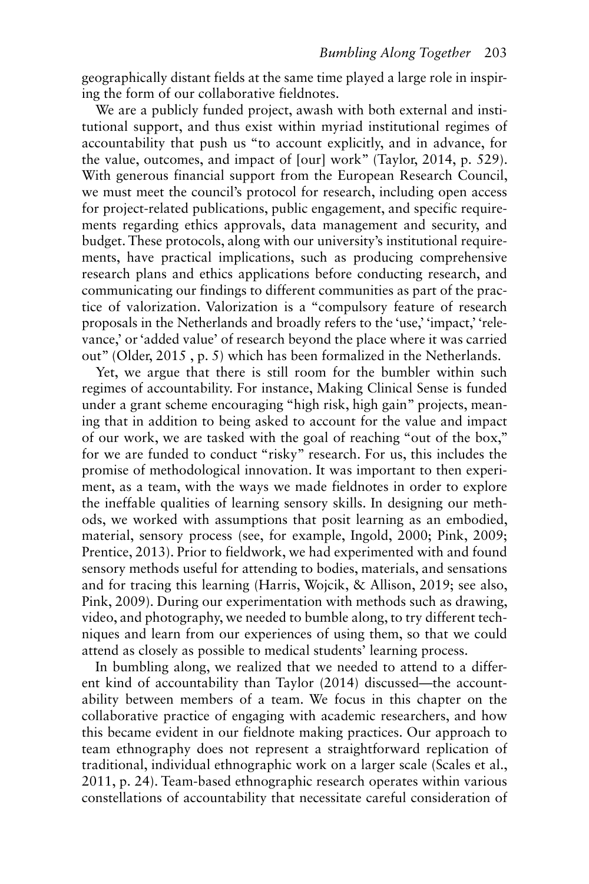geographically distant fields at the same time played a large role in inspiring the form of our collaborative fieldnotes.

We are a publicly funded project, awash with both external and institutional support, and thus exist within myriad institutional regimes of accountability that push us "to account explicitly, and in advance, for the value, outcomes, and impact of [our] work" (Taylor, 2014, p. 529). With generous financial support from the European Research Council, we must meet the council's protocol for research, including open access for project-related publications, public engagement, and specific requirements regarding ethics approvals, data management and security, and budget. These protocols, along with our university's institutional requirements, have practical implications, such as producing comprehensive research plans and ethics applications before conducting research, and communicating our findings to different communities as part of the practice of valorization. Valorization is a "compulsory feature of research proposals in the Netherlands and broadly refers to the 'use,' 'impact,' 'relevance,' or 'added value' of research beyond the place where it was carried out" (Older, 2015 , p. 5) which has been formalized in the Netherlands.

Yet, we argue that there is still room for the bumbler within such regimes of accountability. For instance, Making Clinical Sense is funded under a grant scheme encouraging "high risk, high gain" projects, meaning that in addition to being asked to account for the value and impact of our work, we are tasked with the goal of reaching "out of the box," for we are funded to conduct "risky" research. For us, this includes the promise of methodological innovation. It was important to then experiment, as a team, with the ways we made fieldnotes in order to explore the ineffable qualities of learning sensory skills. In designing our methods, we worked with assumptions that posit learning as an embodied, material, sensory process (see, for example, Ingold, 2000; Pink, 2009; Prentice, 2013). Prior to fieldwork, we had experimented with and found sensory methods useful for attending to bodies, materials, and sensations and for tracing this learning (Harris, Wojcik, & Allison, 2019; see also, Pink, 2009). During our experimentation with methods such as drawing, video, and photography, we needed to bumble along, to try different techniques and learn from our experiences of using them, so that we could attend as closely as possible to medical students' learning process.

In bumbling along, we realized that we needed to attend to a different kind of accountability than Taylor (2014) discussed—the accountability between members of a team. We focus in this chapter on the collaborative practice of engaging with academic researchers, and how this became evident in our fieldnote making practices. Our approach to team ethnography does not represent a straightforward replication of traditional, individual ethnographic work on a larger scale (Scales et al., 2011, p. 24). Team-based ethnographic research operates within various constellations of accountability that necessitate careful consideration of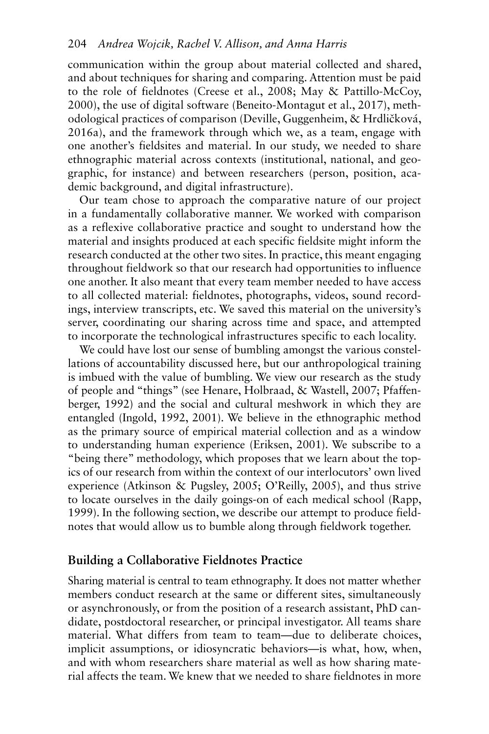communication within the group about material collected and shared, and about techniques for sharing and comparing. Attention must be paid to the role of fieldnotes (Creese et al., 2008; May & Pattillo-McCoy, 2000), the use of digital software (Beneito-Montagut et al., 2017), methodological practices of comparison (Deville, Guggenheim, & Hrdličková, 2016a), and the framework through which we, as a team, engage with one another's fieldsites and material. In our study, we needed to share ethnographic material across contexts (institutional, national, and geographic, for instance) and between researchers (person, position, academic background, and digital infrastructure).

Our team chose to approach the comparative nature of our project in a fundamentally collaborative manner. We worked with comparison as a reflexive collaborative practice and sought to understand how the material and insights produced at each specific fieldsite might inform the research conducted at the other two sites. In practice, this meant engaging throughout fieldwork so that our research had opportunities to influence one another. It also meant that every team member needed to have access to all collected material: fieldnotes, photographs, videos, sound recordings, interview transcripts, etc. We saved this material on the university's server, coordinating our sharing across time and space, and attempted to incorporate the technological infrastructures specific to each locality.

We could have lost our sense of bumbling amongst the various constellations of accountability discussed here, but our anthropological training is imbued with the value of bumbling. We view our research as the study of people and "things" (see Henare, Holbraad, & Wastell, 2007; Pfaffenberger, 1992) and the social and cultural meshwork in which they are entangled (Ingold, 1992, 2001). We believe in the ethnographic method as the primary source of empirical material collection and as a window to understanding human experience (Eriksen, 2001). We subscribe to a "being there" methodology, which proposes that we learn about the topics of our research from within the context of our interlocutors' own lived experience (Atkinson & Pugsley, 2005; O'Reilly, 2005), and thus strive to locate ourselves in the daily goings-on of each medical school (Rapp, 1999). In the following section, we describe our attempt to produce fieldnotes that would allow us to bumble along through fieldwork together.

## Building a Collaborative Fieldnotes Practice

Sharing material is central to team ethnography. It does not matter whether members conduct research at the same or different sites, simultaneously or asynchronously, or from the position of a research assistant, PhD candidate, postdoctoral researcher, or principal investigator. All teams share material. What differs from team to team—due to deliberate choices, implicit assumptions, or idiosyncratic behaviors—is what, how, when, and with whom researchers share material as well as how sharing material affects the team. We knew that we needed to share fieldnotes in more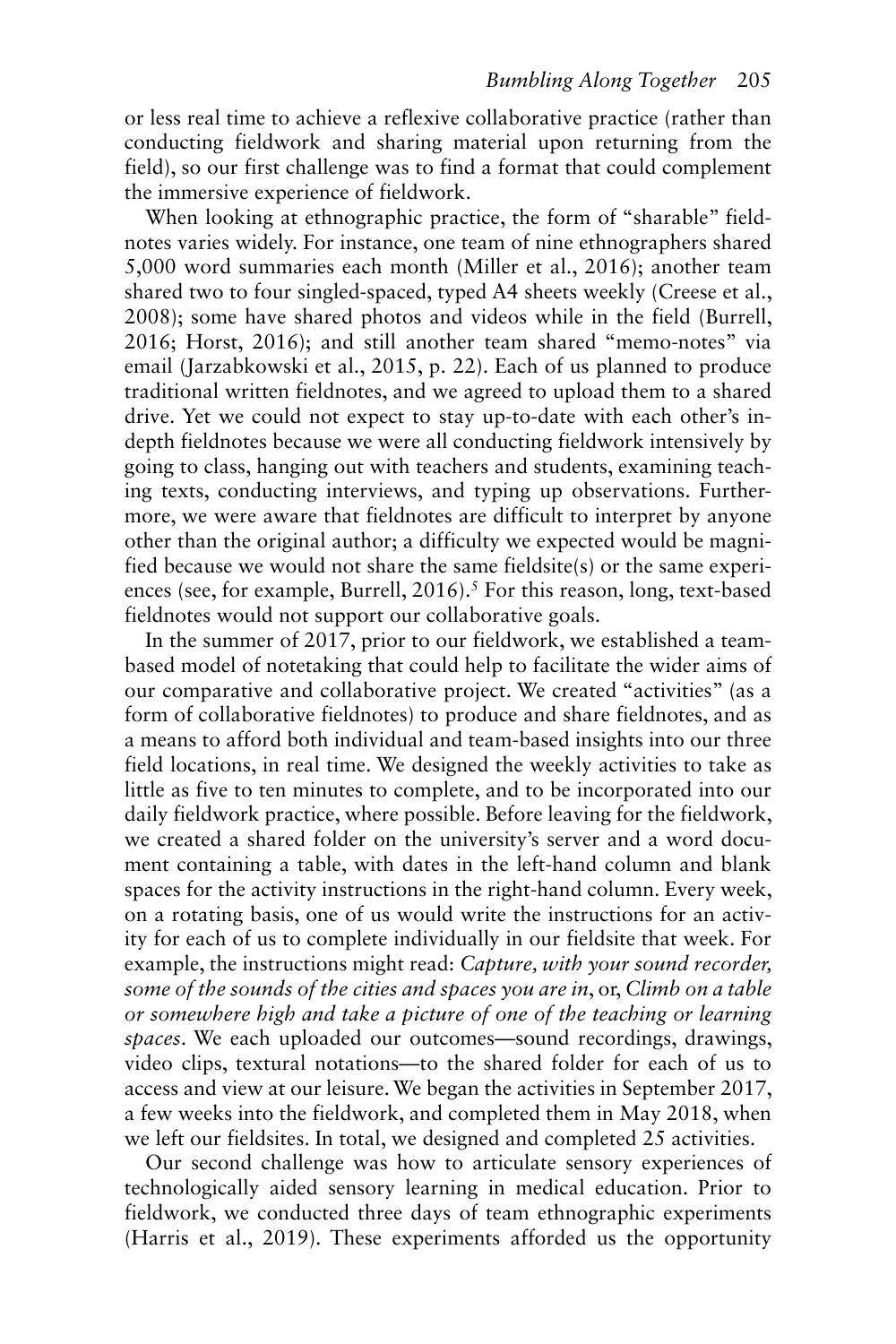or less real time to achieve a reflexive collaborative practice (rather than conducting fieldwork and sharing material upon returning from the field), so our first challenge was to find a format that could complement the immersive experience of fieldwork.

When looking at ethnographic practice, the form of "sharable" fieldnotes varies widely. For instance, one team of nine ethnographers shared 5,000 word summaries each month (Miller et al., 2016); another team shared two to four singled-spaced, typed A4 sheets weekly (Creese et al., 2008); some have shared photos and videos while in the field (Burrell, 2016; Horst, 2016); and still another team shared "memo-notes" via email (Jarzabkowski et al., 2015, p. 22). Each of us planned to produce traditional written fieldnotes, and we agreed to upload them to a shared drive. Yet we could not expect to stay up-to-date with each other's in-depth fieldnotes because we were all conducting fieldwork intensively by going to class, hanging out with teachers and students, examining teaching texts, conducting interviews, and typing up observations. Furthermore, we were aware that fieldnotes are difficult to interpret by anyone other than the original author; a difficulty we expected would be magnified because we would not share the same fieldsite(s) or the same experiences (see, for example, Burrell, 2016).[5] For this reason, long, text-based fieldnotes would not support our collaborative goals.

In the summer of 2017, prior to our fieldwork, we established a team-based model of notetaking that could help to facilitate the wider aims of our comparative and collaborative project. We created "activities" (as a form of collaborative fieldnotes) to produce and share fieldnotes, and as a means to afford both individual and team-based insights into our three field locations, in real time. We designed the weekly activities to take as little as five to ten minutes to complete, and to be incorporated into our daily fieldwork practice, where possible. Before leaving for the fieldwork, we created a shared folder on the university's server and a word document containing a table, with dates in the left-hand column and blank spaces for the activity instructions in the right-hand column. Every week, on a rotating basis, one of us would write the instructions for an activity for each of us to complete individually in our fieldsite that week. For example, the instructions might read: *Capture, with your sound recorder, some of the sounds of the cities and spaces you are in*, or, *Climb on a table or somewhere high and take a picture of one of the teaching or learning spaces*. We each uploaded our outcomes—sound recordings, drawings, video clips, textural notations—to the shared folder for each of us to access and view at our leisure. We began the activities in September 2017, a few weeks into the fieldwork, and completed them in May 2018, when we left our fieldsites. In total, we designed and completed 25 activities.

Our second challenge was how to articulate sensory experiences of technologically aided sensory learning in medical education. Prior to fieldwork, we conducted three days of team ethnographic experiments (Harris et al., 2019). These experiments afforded us the opportunity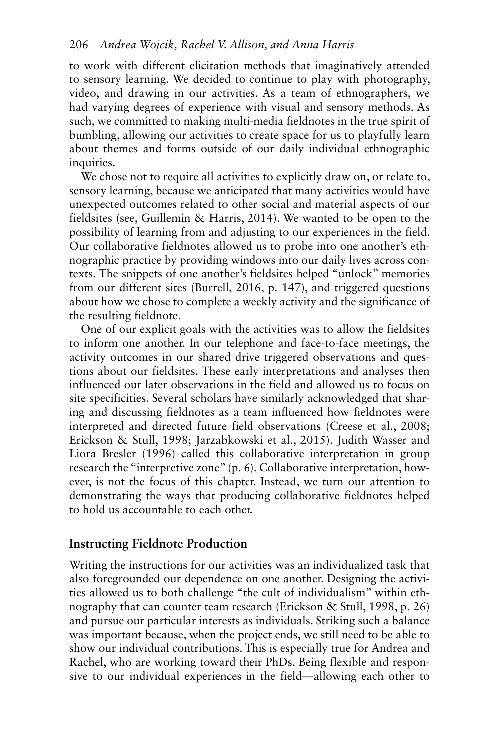to work with different elicitation methods that imaginatively attended to sensory learning. We decided to continue to play with photography, video, and drawing in our activities. As a team of ethnographers, we had varying degrees of experience with visual and sensory methods. As such, we committed to making multi-media fieldnotes in the true spirit of bumbling, allowing our activities to create space for us to playfully learn about themes and forms outside of our daily individual ethnographic inquiries.

We chose not to require all activities to explicitly draw on, or relate to, sensory learning, because we anticipated that many activities would have unexpected outcomes related to other social and material aspects of our fieldsites (see, Guillemin & Harris, 2014). We wanted to be open to the possibility of learning from and adjusting to our experiences in the field. Our collaborative fieldnotes allowed us to probe into one another's ethnographic practice by providing windows into our daily lives across contexts. The snippets of one another's fieldsites helped "unlock" memories from our different sites (Burrell, 2016, p. 147), and triggered questions about how we chose to complete a weekly activity and the significance of the resulting fieldnote.

One of our explicit goals with the activities was to allow the fieldsites to inform one another. In our telephone and face-to-face meetings, the activity outcomes in our shared drive triggered observations and questions about our fieldsites. These early interpretations and analyses then influenced our later observations in the field and allowed us to focus on site specificities. Several scholars have similarly acknowledged that sharing and discussing fieldnotes as a team influenced how fieldnotes were interpreted and directed future field observations (Creese et al., 2008; Erickson & Stull, 1998; Jarzabkowski et al., 2015). Judith Wasser and Liora Bresler (1996) called this collaborative interpretation in group research the "interpretive zone" (p. 6). Collaborative interpretation, however, is not the focus of this chapter. Instead, we turn our attention to demonstrating the ways that producing collaborative fieldnotes helped to hold us accountable to each other.

## Instructing Fieldnote Production

Writing the instructions for our activities was an individualized task that also foregrounded our dependence on one another. Designing the activities allowed us to both challenge "the cult of individualism" within ethnography that can counter team research (Erickson & Stull, 1998, p. 26) and pursue our particular interests as individuals. Striking such a balance was important because, when the project ends, we still need to be able to show our individual contributions. This is especially true for Andrea and Rachel, who are working toward their PhDs. Being flexible and responsive to our individual experiences in the field—allowing each other to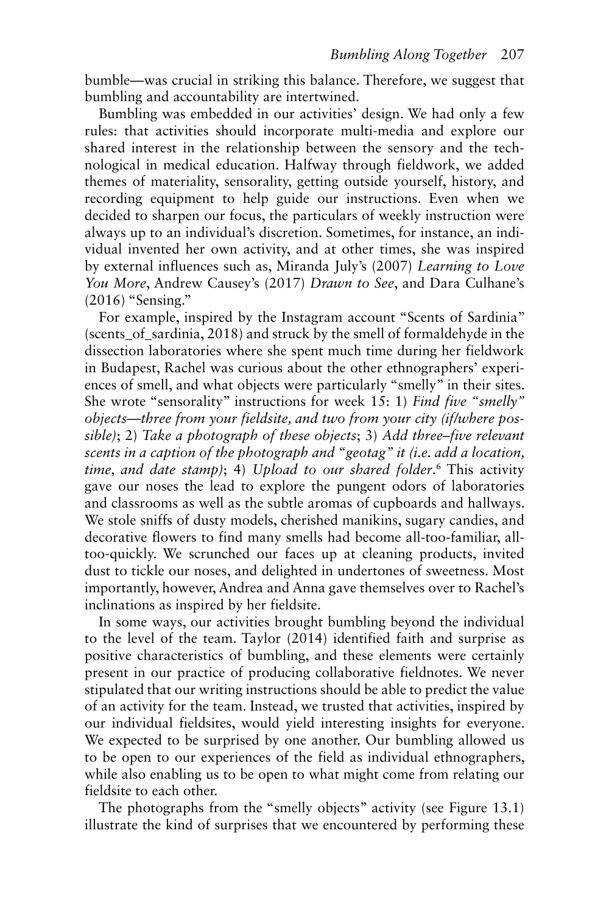bumble—was crucial in striking this balance. Therefore, we suggest that bumbling and accountability are intertwined.

Bumbling was embedded in our activities' design. We had only a few rules: that activities should incorporate multi-media and explore our shared interest in the relationship between the sensory and the technological in medical education. Halfway through fieldwork, we added themes of materiality, sensorality, getting outside yourself, history, and recording equipment to help guide our instructions. Even when we decided to sharpen our focus, the particulars of weekly instruction were always up to an individual's discretion. Sometimes, for instance, an individual invented her own activity, and at other times, she was inspired by external influences such as, Miranda July's (2007) *Learning to Love You More*, Andrew Causey's (2017) *Drawn to See*, and Dara Culhane's (2016) "Sensing."

For example, inspired by the Instagram account "Scents of Sardinia" (scents_of_sardinia, 2018) and struck by the smell of formaldehyde in the dissection laboratories where she spent much time during her fieldwork in Budapest, Rachel was curious about the other ethnographers' experiences of smell, and what objects were particularly "smelly" in their sites. She wrote "sensorality" instructions for week 15: 1) *Find five "smelly" objects—three from your fieldsite, and two from your city (if/where possible)*; 2) *Take a photograph of these objects*; 3) *Add three–five relevant scents in a caption of the photograph and "geotag" it (i.e. add a location, time, and date stamp)*; 4) *Upload to our shared folder*.[6] This activity gave our noses the lead to explore the pungent odors of laboratories and classrooms as well as the subtle aromas of cupboards and hallways. We stole sniffs of dusty models, cherished manikins, sugary candies, and decorative flowers to find many smells had become all-too-familiar, all-too-quickly. We scrunched our faces up at cleaning products, invited dust to tickle our noses, and delighted in undertones of sweetness. Most importantly, however, Andrea and Anna gave themselves over to Rachel's inclinations as inspired by her fieldsite.

In some ways, our activities brought bumbling beyond the individual to the level of the team. Taylor (2014) identified faith and surprise as positive characteristics of bumbling, and these elements were certainly present in our practice of producing collaborative fieldnotes. We never stipulated that our writing instructions should be able to predict the value of an activity for the team. Instead, we trusted that activities, inspired by our individual fieldsites, would yield interesting insights for everyone. We expected to be surprised by one another. Our bumbling allowed us to be open to our experiences of the field as individual ethnographers, while also enabling us to be open to what might come from relating our fieldsite to each other.

The photographs from the "smelly objects" activity (see Figure 13.1) illustrate the kind of surprises that we encountered by performing these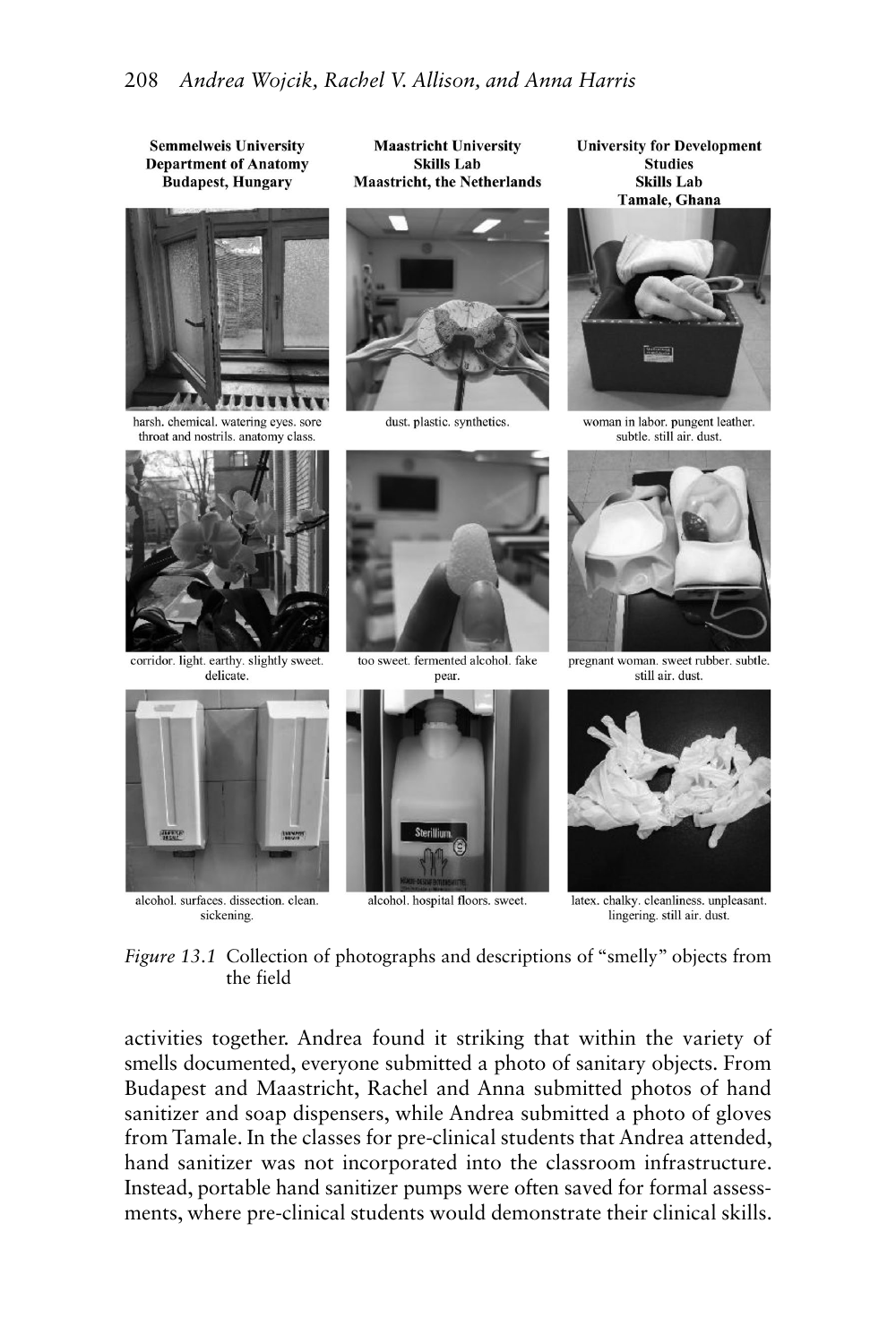| Semmelweis University Department of Anatomy Budapest, Hungary | Maastricht University Skills Lab Maastricht, the Netherlands | University for Development Studies Skills Lab Tamale, Ghana |
| --- | --- | --- |
| harsh. chemical. watering eyes. sore throat and nostrils. anatomy class. | dust. plastic. synthetics. | woman in labor. pungent leather. subtle. still air. dust. |
| corridor. light. earthy. slightly sweet. delicate. | too sweet. fermented alcohol. fake pear. | pregnant woman. sweet rubber. subtle. still air. dust. |
| alcohol. surfaces. dissection. clean. sickening. | alcohol. hospital floors. sweet. | latex. chalky. cleanliness. unpleasant. lingering. still air. dust. |

*Figure 13.1* Collection of photographs and descriptions of "smelly" objects from the field

activities together. Andrea found it striking that within the variety of smells documented, everyone submitted a photo of sanitary objects. From Budapest and Maastricht, Rachel and Anna submitted photos of hand sanitizer and soap dispensers, while Andrea submitted a photo of gloves from Tamale. In the classes for pre-clinical students that Andrea attended, hand sanitizer was not incorporated into the classroom infrastructure. Instead, portable hand sanitizer pumps were often saved for formal assessments, where pre-clinical students would demonstrate their clinical skills.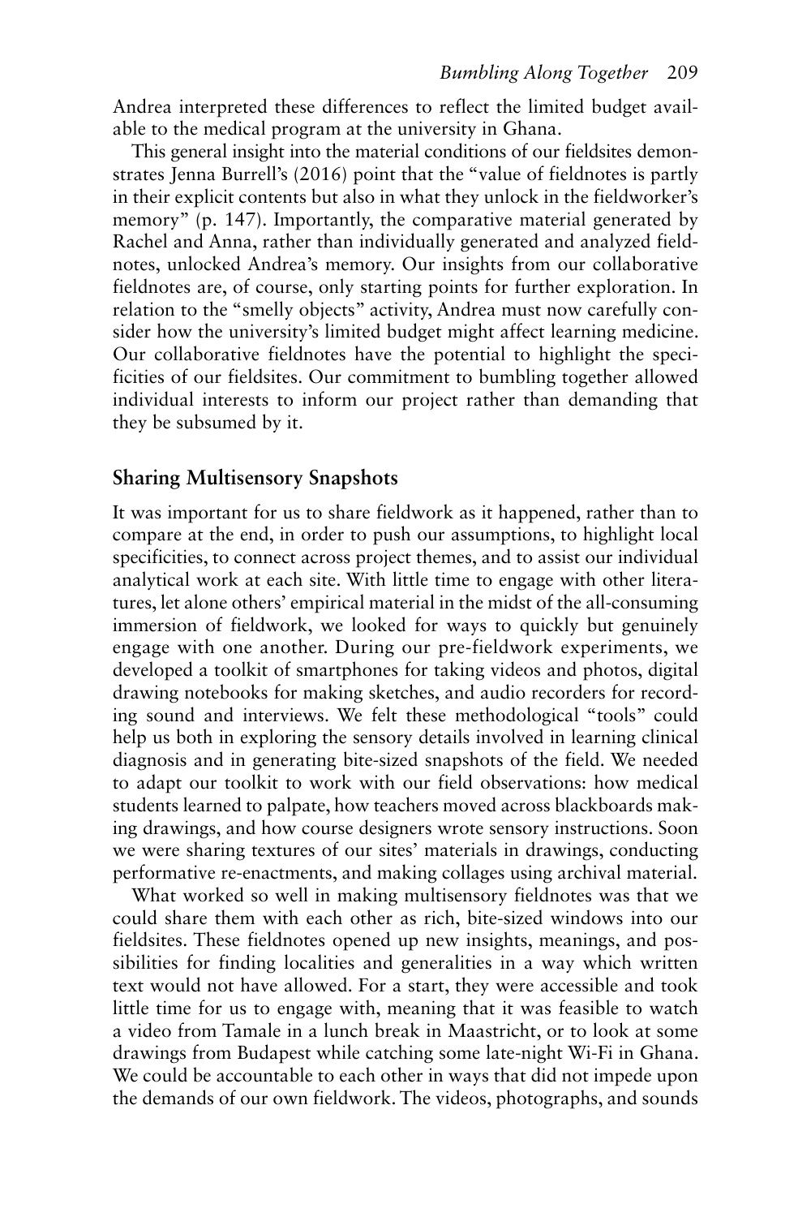Andrea interpreted these differences to reflect the limited budget available to the medical program at the university in Ghana.

This general insight into the material conditions of our fieldsites demonstrates Jenna Burrell's (2016) point that the "value of fieldnotes is partly in their explicit contents but also in what they unlock in the fieldworker's memory" (p. 147). Importantly, the comparative material generated by Rachel and Anna, rather than individually generated and analyzed fieldnotes, unlocked Andrea's memory. Our insights from our collaborative fieldnotes are, of course, only starting points for further exploration. In relation to the "smelly objects" activity, Andrea must now carefully consider how the university's limited budget might affect learning medicine. Our collaborative fieldnotes have the potential to highlight the specificities of our fieldsites. Our commitment to bumbling together allowed individual interests to inform our project rather than demanding that they be subsumed by it.

## Sharing Multisensory Snapshots

It was important for us to share fieldwork as it happened, rather than to compare at the end, in order to push our assumptions, to highlight local specificities, to connect across project themes, and to assist our individual analytical work at each site. With little time to engage with other literatures, let alone others' empirical material in the midst of the all-consuming immersion of fieldwork, we looked for ways to quickly but genuinely engage with one another. During our pre-fieldwork experiments, we developed a toolkit of smartphones for taking videos and photos, digital drawing notebooks for making sketches, and audio recorders for recording sound and interviews. We felt these methodological "tools" could help us both in exploring the sensory details involved in learning clinical diagnosis and in generating bite-sized snapshots of the field. We needed to adapt our toolkit to work with our field observations: how medical students learned to palpate, how teachers moved across blackboards making drawings, and how course designers wrote sensory instructions. Soon we were sharing textures of our sites' materials in drawings, conducting performative re-enactments, and making collages using archival material.

What worked so well in making multisensory fieldnotes was that we could share them with each other as rich, bite-sized windows into our fieldsites. These fieldnotes opened up new insights, meanings, and possibilities for finding localities and generalities in a way which written text would not have allowed. For a start, they were accessible and took little time for us to engage with, meaning that it was feasible to watch a video from Tamale in a lunch break in Maastricht, or to look at some drawings from Budapest while catching some late-night Wi-Fi in Ghana. We could be accountable to each other in ways that did not impede upon the demands of our own fieldwork. The videos, photographs, and sounds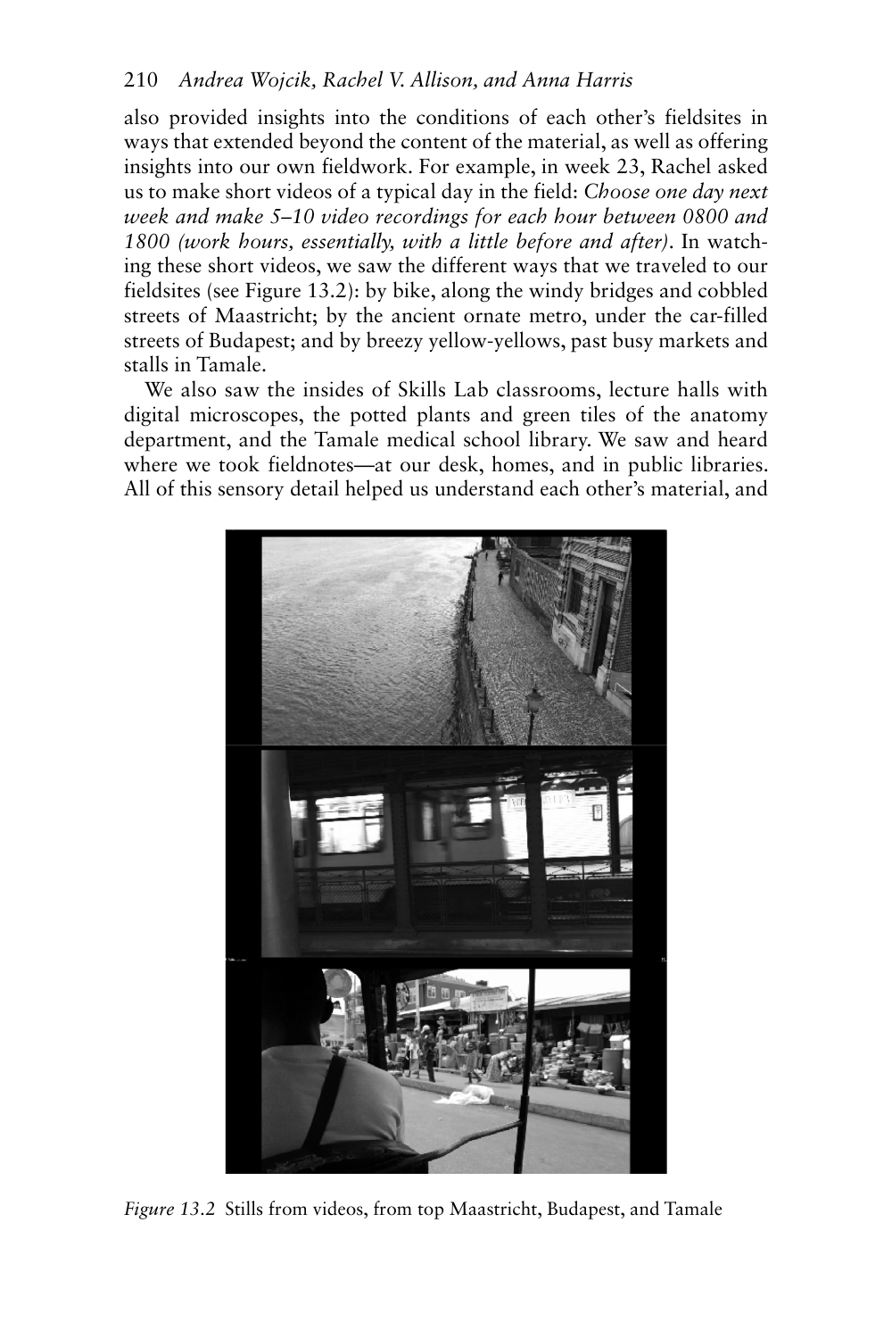also provided insights into the conditions of each other's fieldsites in ways that extended beyond the content of the material, as well as offering insights into our own fieldwork. For example, in week 23, Rachel asked us to make short videos of a typical day in the field: *Choose one day next week and make 5–10 video recordings for each hour between 0800 and 1800 (work hours, essentially, with a little before and after)*. In watching these short videos, we saw the different ways that we traveled to our fieldsites (see Figure 13.2): by bike, along the windy bridges and cobbled streets of Maastricht; by the ancient ornate metro, under the car-filled streets of Budapest; and by breezy yellow-yellows, past busy markets and stalls in Tamale.

We also saw the insides of Skills Lab classrooms, lecture halls with digital microscopes, the potted plants and green tiles of the anatomy department, and the Tamale medical school library. We saw and heard where we took fieldnotes—at our desk, homes, and in public libraries. All of this sensory detail helped us understand each other's material, and

*Figure 13.2* Stills from videos, from top Maastricht, Budapest, and Tamale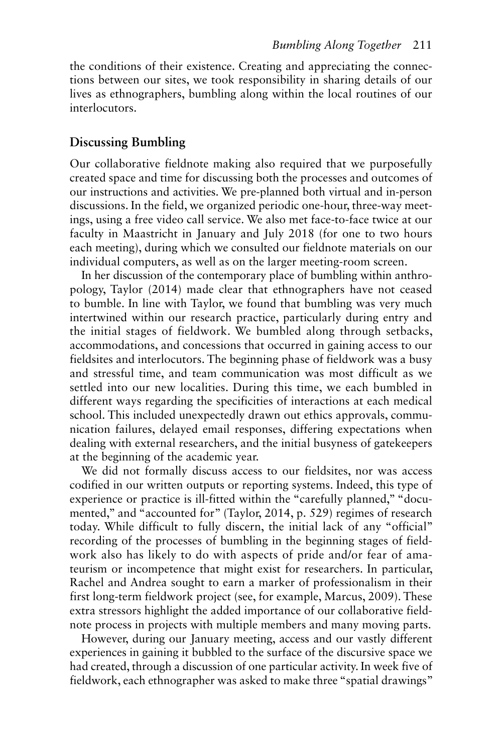the conditions of their existence. Creating and appreciating the connections between our sites, we took responsibility in sharing details of our lives as ethnographers, bumbling along within the local routines of our interlocutors.

## Discussing Bumbling

Our collaborative fieldnote making also required that we purposefully created space and time for discussing both the processes and outcomes of our instructions and activities. We pre-planned both virtual and in-person discussions. In the field, we organized periodic one-hour, three-way meetings, using a free video call service. We also met face-to-face twice at our faculty in Maastricht in January and July 2018 (for one to two hours each meeting), during which we consulted our fieldnote materials on our individual computers, as well as on the larger meeting-room screen.

In her discussion of the contemporary place of bumbling within anthropology, Taylor (2014) made clear that ethnographers have not ceased to bumble. In line with Taylor, we found that bumbling was very much intertwined within our research practice, particularly during entry and the initial stages of fieldwork. We bumbled along through setbacks, accommodations, and concessions that occurred in gaining access to our fieldsites and interlocutors. The beginning phase of fieldwork was a busy and stressful time, and team communication was most difficult as we settled into our new localities. During this time, we each bumbled in different ways regarding the specificities of interactions at each medical school. This included unexpectedly drawn out ethics approvals, communication failures, delayed email responses, differing expectations when dealing with external researchers, and the initial busyness of gatekeepers at the beginning of the academic year.

We did not formally discuss access to our fieldsites, nor was access codified in our written outputs or reporting systems. Indeed, this type of experience or practice is ill-fitted within the "carefully planned," "documented," and "accounted for" (Taylor, 2014, p. 529) regimes of research today. While difficult to fully discern, the initial lack of any "official" recording of the processes of bumbling in the beginning stages of fieldwork also has likely to do with aspects of pride and/or fear of amateurism or incompetence that might exist for researchers. In particular, Rachel and Andrea sought to earn a marker of professionalism in their first long-term fieldwork project (see, for example, Marcus, 2009). These extra stressors highlight the added importance of our collaborative fieldnote process in projects with multiple members and many moving parts.

However, during our January meeting, access and our vastly different experiences in gaining it bubbled to the surface of the discursive space we had created, through a discussion of one particular activity. In week five of fieldwork, each ethnographer was asked to make three "spatial drawings"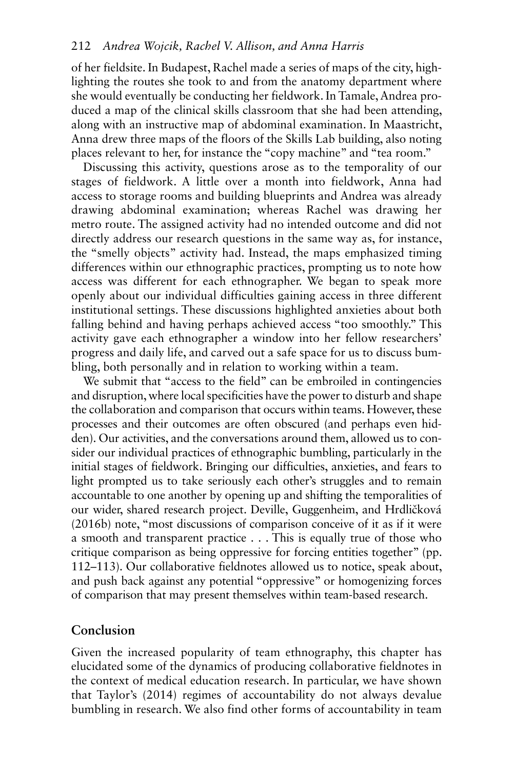of her fieldsite. In Budapest, Rachel made a series of maps of the city, highlighting the routes she took to and from the anatomy department where she would eventually be conducting her fieldwork. In Tamale, Andrea produced a map of the clinical skills classroom that she had been attending, along with an instructive map of abdominal examination. In Maastricht, Anna drew three maps of the floors of the Skills Lab building, also noting places relevant to her, for instance the "copy machine" and "tea room."

Discussing this activity, questions arose as to the temporality of our stages of fieldwork. A little over a month into fieldwork, Anna had access to storage rooms and building blueprints and Andrea was already drawing abdominal examination; whereas Rachel was drawing her metro route. The assigned activity had no intended outcome and did not directly address our research questions in the same way as, for instance, the "smelly objects" activity had. Instead, the maps emphasized timing differences within our ethnographic practices, prompting us to note how access was different for each ethnographer. We began to speak more openly about our individual difficulties gaining access in three different institutional settings. These discussions highlighted anxieties about both falling behind and having perhaps achieved access "too smoothly." This activity gave each ethnographer a window into her fellow researchers' progress and daily life, and carved out a safe space for us to discuss bumbling, both personally and in relation to working within a team.

We submit that "access to the field" can be embroiled in contingencies and disruption, where local specificities have the power to disturb and shape the collaboration and comparison that occurs within teams. However, these processes and their outcomes are often obscured (and perhaps even hidden). Our activities, and the conversations around them, allowed us to consider our individual practices of ethnographic bumbling, particularly in the initial stages of fieldwork. Bringing our difficulties, anxieties, and fears to light prompted us to take seriously each other's struggles and to remain accountable to one another by opening up and shifting the temporalities of our wider, shared research project. Deville, Guggenheim, and Hrdličková (2016b) note, "most discussions of comparison conceive of it as if it were a smooth and transparent practice . . . This is equally true of those who critique comparison as being oppressive for forcing entities together" (pp. 112–113). Our collaborative fieldnotes allowed us to notice, speak about, and push back against any potential "oppressive" or homogenizing forces of comparison that may present themselves within team-based research.

## Conclusion

Given the increased popularity of team ethnography, this chapter has elucidated some of the dynamics of producing collaborative fieldnotes in the context of medical education research. In particular, we have shown that Taylor's (2014) regimes of accountability do not always devalue bumbling in research. We also find other forms of accountability in team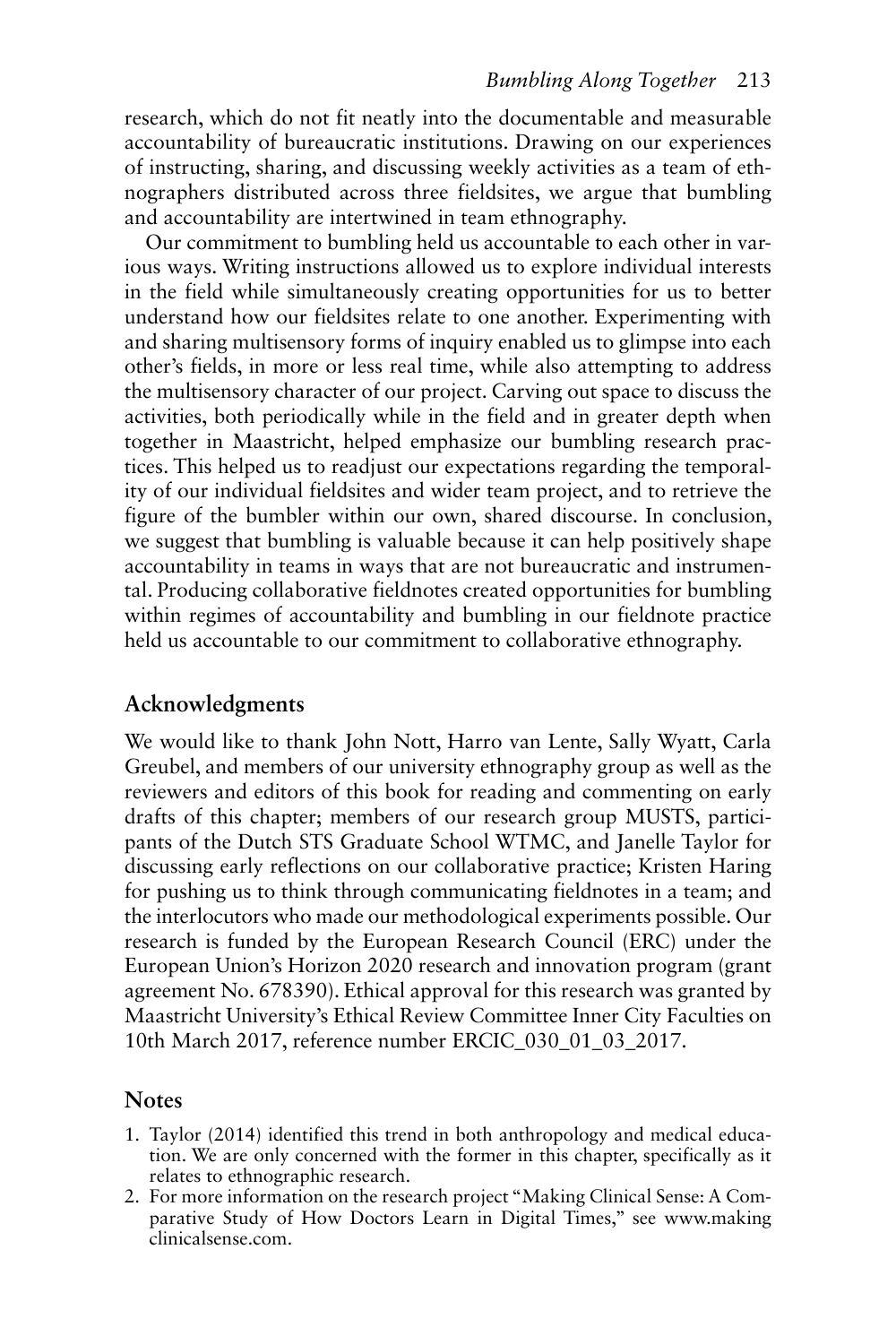research, which do not fit neatly into the documentable and measurable accountability of bureaucratic institutions. Drawing on our experiences of instructing, sharing, and discussing weekly activities as a team of ethnographers distributed across three fieldsites, we argue that bumbling and accountability are intertwined in team ethnography.

Our commitment to bumbling held us accountable to each other in various ways. Writing instructions allowed us to explore individual interests in the field while simultaneously creating opportunities for us to better understand how our fieldsites relate to one another. Experimenting with and sharing multisensory forms of inquiry enabled us to glimpse into each other's fields, in more or less real time, while also attempting to address the multisensory character of our project. Carving out space to discuss the activities, both periodically while in the field and in greater depth when together in Maastricht, helped emphasize our bumbling research practices. This helped us to readjust our expectations regarding the temporality of our individual fieldsites and wider team project, and to retrieve the figure of the bumbler within our own, shared discourse. In conclusion, we suggest that bumbling is valuable because it can help positively shape accountability in teams in ways that are not bureaucratic and instrumental. Producing collaborative fieldnotes created opportunities for bumbling within regimes of accountability and bumbling in our fieldnote practice held us accountable to our commitment to collaborative ethnography.

## Acknowledgments

We would like to thank John Nott, Harro van Lente, Sally Wyatt, Carla Greubel, and members of our university ethnography group as well as the reviewers and editors of this book for reading and commenting on early drafts of this chapter; members of our research group MUSTS, participants of the Dutch STS Graduate School WTMC, and Janelle Taylor for discussing early reflections on our collaborative practice; Kristen Haring for pushing us to think through communicating fieldnotes in a team; and the interlocutors who made our methodological experiments possible. Our research is funded by the European Research Council (ERC) under the European Union's Horizon 2020 research and innovation program (grant agreement No. 678390). Ethical approval for this research was granted by Maastricht University's Ethical Review Committee Inner City Faculties on 10th March 2017, reference number ERCIC_030_01_03_2017.

## Notes

1. Taylor (2014) identified this trend in both anthropology and medical education. We are only concerned with the former in this chapter, specifically as it relates to ethnographic research.
2. For more information on the research project "Making Clinical Sense: A Comparative Study of How Doctors Learn in Digital Times," see www.makingclinicalsense.com.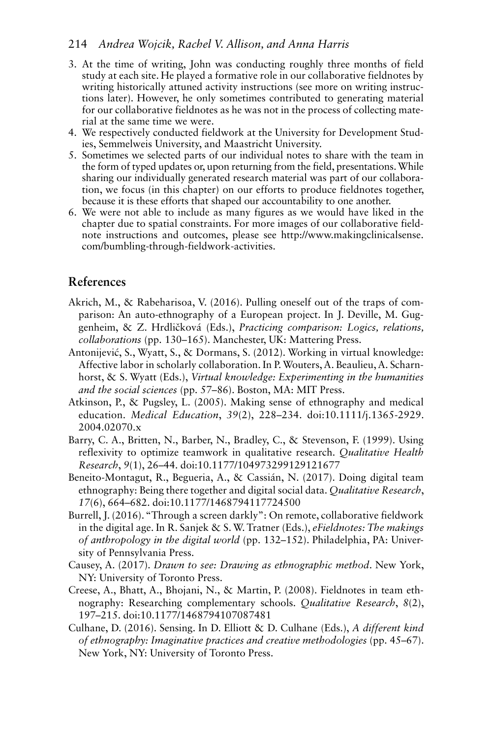3. At the time of writing, John was conducting roughly three months of field study at each site. He played a formative role in our collaborative fieldnotes by writing historically attuned activity instructions (see more on writing instructions later). However, he only sometimes contributed to generating material for our collaborative fieldnotes as he was not in the process of collecting material at the same time we were.
4. We respectively conducted fieldwork at the University for Development Studies, Semmelweis University, and Maastricht University.
5. Sometimes we selected parts of our individual notes to share with the team in the form of typed updates or, upon returning from the field, presentations. While sharing our individually generated research material was part of our collaboration, we focus (in this chapter) on our efforts to produce fieldnotes together, because it is these efforts that shaped our accountability to one another.
6. We were not able to include as many figures as we would have liked in the chapter due to spatial constraints. For more images of our collaborative fieldnote instructions and outcomes, please see http://www.makingclinicalsense.com/bumbling-through-fieldwork-activities.

## References

Akrich, M., & Rabeharisoa, V. (2016). Pulling oneself out of the traps of comparison: An auto-ethnography of a European project. In J. Deville, M. Guggenheim, & Z. Hrdličková (Eds.), *Practicing comparison: Logics, relations, collaborations* (pp. 130–165). Manchester, UK: Mattering Press.

Antonijević, S., Wyatt, S., & Dormans, S. (2012). Working in virtual knowledge: Affective labor in scholarly collaboration. In P. Wouters, A. Beaulieu, A. Scharnhorst, & S. Wyatt (Eds.), *Virtual knowledge: Experimenting in the humanities and the social sciences* (pp. 57–86). Boston, MA: MIT Press.

Atkinson, P., & Pugsley, L. (2005). Making sense of ethnography and medical education. *Medical Education*, *39*(2), 228–234. doi:10.1111/j.1365-2929.2004.02070.x

Barry, C. A., Britten, N., Barber, N., Bradley, C., & Stevenson, F. (1999). Using reflexivity to optimize teamwork in qualitative research. *Qualitative Health Research*, *9*(1), 26–44. doi:10.1177/104973299129121677

Beneito-Montagut, R., Begueria, A., & Cassián, N. (2017). Doing digital team ethnography: Being there together and digital social data. *Qualitative Research*, *17*(6), 664–682. doi:10.1177/1468794117724500

Burrell, J. (2016). "Through a screen darkly": On remote, collaborative fieldwork in the digital age. In R. Sanjek & S. W. Tratner (Eds.), *eFieldnotes: The makings of anthropology in the digital world* (pp. 132–152). Philadelphia, PA: University of Pennsylvania Press.

Causey, A. (2017). *Drawn to see: Drawing as ethnographic method*. New York, NY: University of Toronto Press.

Creese, A., Bhatt, A., Bhojani, N., & Martin, P. (2008). Fieldnotes in team ethnography: Researching complementary schools. *Qualitative Research*, *8*(2), 197–215. doi:10.1177/1468794107087481

Culhane, D. (2016). Sensing. In D. Elliott & D. Culhane (Eds.), *A different kind of ethnography: Imaginative practices and creative methodologies* (pp. 45–67). New York, NY: University of Toronto Press.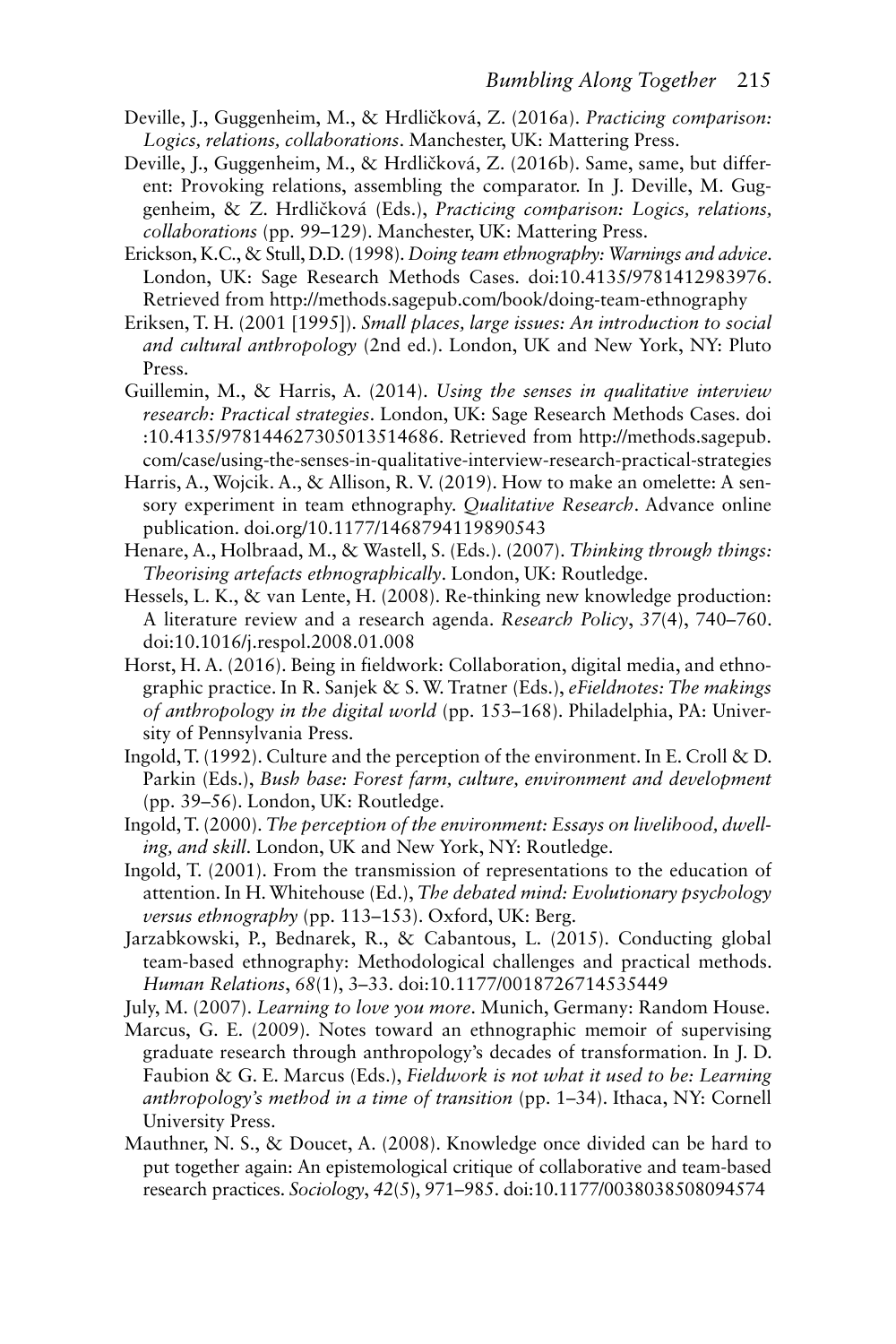Deville, J., Guggenheim, M., & Hrdličková, Z. (2016a). *Practicing comparison: Logics, relations, collaborations*. Manchester, UK: Mattering Press.

Deville, J., Guggenheim, M., & Hrdličková, Z. (2016b). Same, same, but different: Provoking relations, assembling the comparator. In J. Deville, M. Guggenheim, & Z. Hrdličková (Eds.), *Practicing comparison: Logics, relations, collaborations* (pp. 99–129). Manchester, UK: Mattering Press.

Erickson, K.C., & Stull, D.D. (1998). *Doing team ethnography: Warnings and advice*. London, UK: Sage Research Methods Cases. doi:10.4135/9781412983976. Retrieved from http://methods.sagepub.com/book/doing-team-ethnography

Eriksen, T. H. (2001 [1995]). *Small places, large issues: An introduction to social and cultural anthropology* (2nd ed.). London, UK and New York, NY: Pluto Press.

Guillemin, M., & Harris, A. (2014). *Using the senses in qualitative interview research: Practical strategies*. London, UK: Sage Research Methods Cases. doi:10.4135/978144627305013514686. Retrieved from http://methods.sagepub.com/case/using-the-senses-in-qualitative-interview-research-practical-strategies

Harris, A., Wojcik. A., & Allison, R. V. (2019). How to make an omelette: A sensory experiment in team ethnography. *Qualitative Research*. Advance online publication. doi.org/10.1177/1468794119890543

Henare, A., Holbraad, M., & Wastell, S. (Eds.). (2007). *Thinking through things: Theorising artefacts ethnographically*. London, UK: Routledge.

Hessels, L. K., & van Lente, H. (2008). Re-thinking new knowledge production: A literature review and a research agenda. *Research Policy*, *37*(4), 740–760. doi:10.1016/j.respol.2008.01.008

Horst, H. A. (2016). Being in fieldwork: Collaboration, digital media, and ethnographic practice. In R. Sanjek & S. W. Tratner (Eds.), *eFieldnotes: The makings of anthropology in the digital world* (pp. 153–168). Philadelphia, PA: University of Pennsylvania Press.

Ingold, T. (1992). Culture and the perception of the environment. In E. Croll & D. Parkin (Eds.), *Bush base: Forest farm, culture, environment and development* (pp. 39–56). London, UK: Routledge.

Ingold, T. (2000). *The perception of the environment: Essays on livelihood, dwelling, and skill*. London, UK and New York, NY: Routledge.

Ingold, T. (2001). From the transmission of representations to the education of attention. In H. Whitehouse (Ed.), *The debated mind: Evolutionary psychology versus ethnography* (pp. 113–153). Oxford, UK: Berg.

Jarzabkowski, P., Bednarek, R., & Cabantous, L. (2015). Conducting global team-based ethnography: Methodological challenges and practical methods. *Human Relations*, *68*(1), 3–33. doi:10.1177/0018726714535449

July, M. (2007). *Learning to love you more*. Munich, Germany: Random House.

Marcus, G. E. (2009). Notes toward an ethnographic memoir of supervising graduate research through anthropology's decades of transformation. In J. D. Faubion & G. E. Marcus (Eds.), *Fieldwork is not what it used to be: Learning anthropology's method in a time of transition* (pp. 1–34). Ithaca, NY: Cornell University Press.

Mauthner, N. S., & Doucet, A. (2008). Knowledge once divided can be hard to put together again: An epistemological critique of collaborative and team-based research practices. *Sociology*, *42*(5), 971–985. doi:10.1177/0038038508094574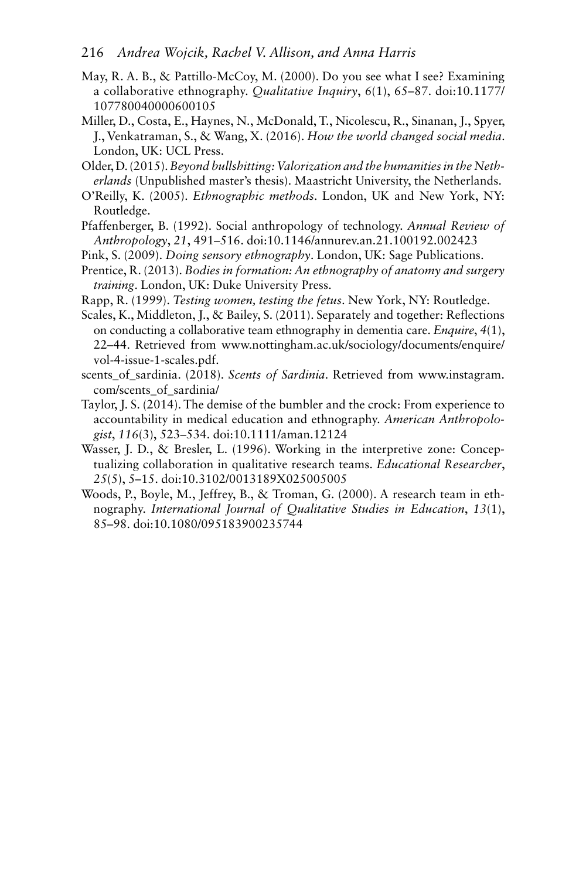May, R. A. B., & Pattillo-McCoy, M. (2000). Do you see what I see? Examining a collaborative ethnography. *Qualitative Inquiry*, *6*(1), 65–87. doi:10.1177/107780040000600105

Miller, D., Costa, E., Haynes, N., McDonald, T., Nicolescu, R., Sinanan, J., Spyer, J., Venkatraman, S., & Wang, X. (2016). *How the world changed social media*. London, UK: UCL Press.

Older, D. (2015). *Beyond bullshitting: Valorization and the humanities in the Netherlands* (Unpublished master's thesis). Maastricht University, the Netherlands.

O'Reilly, K. (2005). *Ethnographic methods*. London, UK and New York, NY: Routledge.

Pfaffenberger, B. (1992). Social anthropology of technology. *Annual Review of Anthropology*, *21*, 491–516. doi:10.1146/annurev.an.21.100192.002423

Pink, S. (2009). *Doing sensory ethnography*. London, UK: Sage Publications.

Prentice, R. (2013). *Bodies in formation: An ethnography of anatomy and surgery training*. London, UK: Duke University Press.

Rapp, R. (1999). *Testing women, testing the fetus*. New York, NY: Routledge.

Scales, K., Middleton, J., & Bailey, S. (2011). Separately and together: Reflections on conducting a collaborative team ethnography in dementia care. *Enquire*, *4*(1), 22–44. Retrieved from www.nottingham.ac.uk/sociology/documents/enquire/vol-4-issue-1-scales.pdf.

scents_of_sardinia. (2018). *Scents of Sardinia*. Retrieved from www.instagram.com/scents_of_sardinia/

Taylor, J. S. (2014). The demise of the bumbler and the crock: From experience to accountability in medical education and ethnography. *American Anthropologist*, *116*(3), 523–534. doi:10.1111/aman.12124

Wasser, J. D., & Bresler, L. (1996). Working in the interpretive zone: Conceptualizing collaboration in qualitative research teams. *Educational Researcher*, *25*(5), 5–15. doi:10.3102/0013189X025005005

Woods, P., Boyle, M., Jeffrey, B., & Troman, G. (2000). A research team in ethnography. *International Journal of Qualitative Studies in Education*, *13*(1), 85–98. doi:10.1080/095183900235744